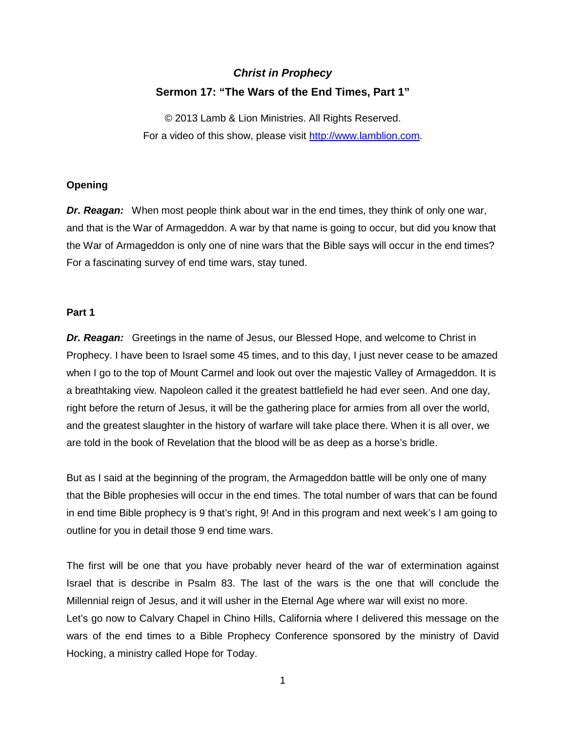# *Christ in Prophecy*

## Sermon 17: "The Wars of the End Times, Part 1"

© 2013 Lamb & Lion Ministries. All Rights Reserved.
For a video of this show, please visit http://www.lamblion.com.

### Opening

***Dr. Reagan:*** When most people think about war in the end times, they think of only one war, and that is the War of Armageddon. A war by that name is going to occur, but did you know that the War of Armageddon is only one of nine wars that the Bible says will occur in the end times? For a fascinating survey of end time wars, stay tuned.

### Part 1

***Dr. Reagan:*** Greetings in the name of Jesus, our Blessed Hope, and welcome to Christ in Prophecy. I have been to Israel some 45 times, and to this day, I just never cease to be amazed when I go to the top of Mount Carmel and look out over the majestic Valley of Armageddon. It is a breathtaking view. Napoleon called it the greatest battlefield he had ever seen. And one day, right before the return of Jesus, it will be the gathering place for armies from all over the world, and the greatest slaughter in the history of warfare will take place there. When it is all over, we are told in the book of Revelation that the blood will be as deep as a horse's bridle.

But as I said at the beginning of the program, the Armageddon battle will be only one of many that the Bible prophesies will occur in the end times. The total number of wars that can be found in end time Bible prophecy is 9 that's right, 9! And in this program and next week's I am going to outline for you in detail those 9 end time wars.

The first will be one that you have probably never heard of the war of extermination against Israel that is describe in Psalm 83. The last of the wars is the one that will conclude the Millennial reign of Jesus, and it will usher in the Eternal Age where war will exist no more.
Let's go now to Calvary Chapel in Chino Hills, California where I delivered this message on the wars of the end times to a Bible Prophecy Conference sponsored by the ministry of David Hocking, a ministry called Hope for Today.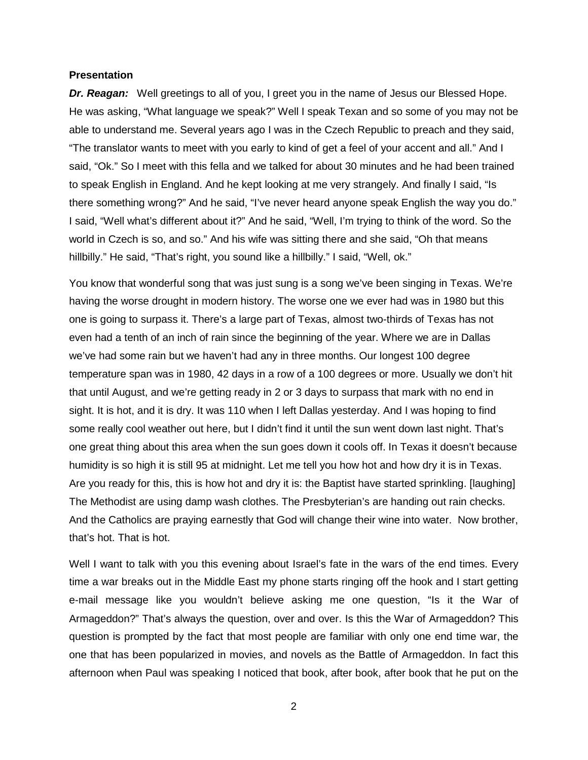**Presentation**

***Dr. Reagan:*** Well greetings to all of you, I greet you in the name of Jesus our Blessed Hope. He was asking, "What language we speak?" Well I speak Texan and so some of you may not be able to understand me. Several years ago I was in the Czech Republic to preach and they said, "The translator wants to meet with you early to kind of get a feel of your accent and all." And I said, "Ok." So I meet with this fella and we talked for about 30 minutes and he had been trained to speak English in England. And he kept looking at me very strangely. And finally I said, "Is there something wrong?" And he said, "I've never heard anyone speak English the way you do." I said, "Well what's different about it?" And he said, "Well, I'm trying to think of the word. So the world in Czech is so, and so." And his wife was sitting there and she said, "Oh that means hillbilly." He said, "That's right, you sound like a hillbilly." I said, "Well, ok."

You know that wonderful song that was just sung is a song we've been singing in Texas. We're having the worse drought in modern history. The worse one we ever had was in 1980 but this one is going to surpass it. There's a large part of Texas, almost two-thirds of Texas has not even had a tenth of an inch of rain since the beginning of the year. Where we are in Dallas we've had some rain but we haven't had any in three months. Our longest 100 degree temperature span was in 1980, 42 days in a row of a 100 degrees or more. Usually we don't hit that until August, and we're getting ready in 2 or 3 days to surpass that mark with no end in sight. It is hot, and it is dry. It was 110 when I left Dallas yesterday. And I was hoping to find some really cool weather out here, but I didn't find it until the sun went down last night. That's one great thing about this area when the sun goes down it cools off. In Texas it doesn't because humidity is so high it is still 95 at midnight. Let me tell you how hot and how dry it is in Texas. Are you ready for this, this is how hot and dry it is: the Baptist have started sprinkling. [laughing] The Methodist are using damp wash clothes. The Presbyterian's are handing out rain checks. And the Catholics are praying earnestly that God will change their wine into water. Now brother, that's hot. That is hot.

Well I want to talk with you this evening about Israel's fate in the wars of the end times. Every time a war breaks out in the Middle East my phone starts ringing off the hook and I start getting e-mail message like you wouldn't believe asking me one question, "Is it the War of Armageddon?" That's always the question, over and over. Is this the War of Armageddon? This question is prompted by the fact that most people are familiar with only one end time war, the one that has been popularized in movies, and novels as the Battle of Armageddon. In fact this afternoon when Paul was speaking I noticed that book, after book, after book that he put on the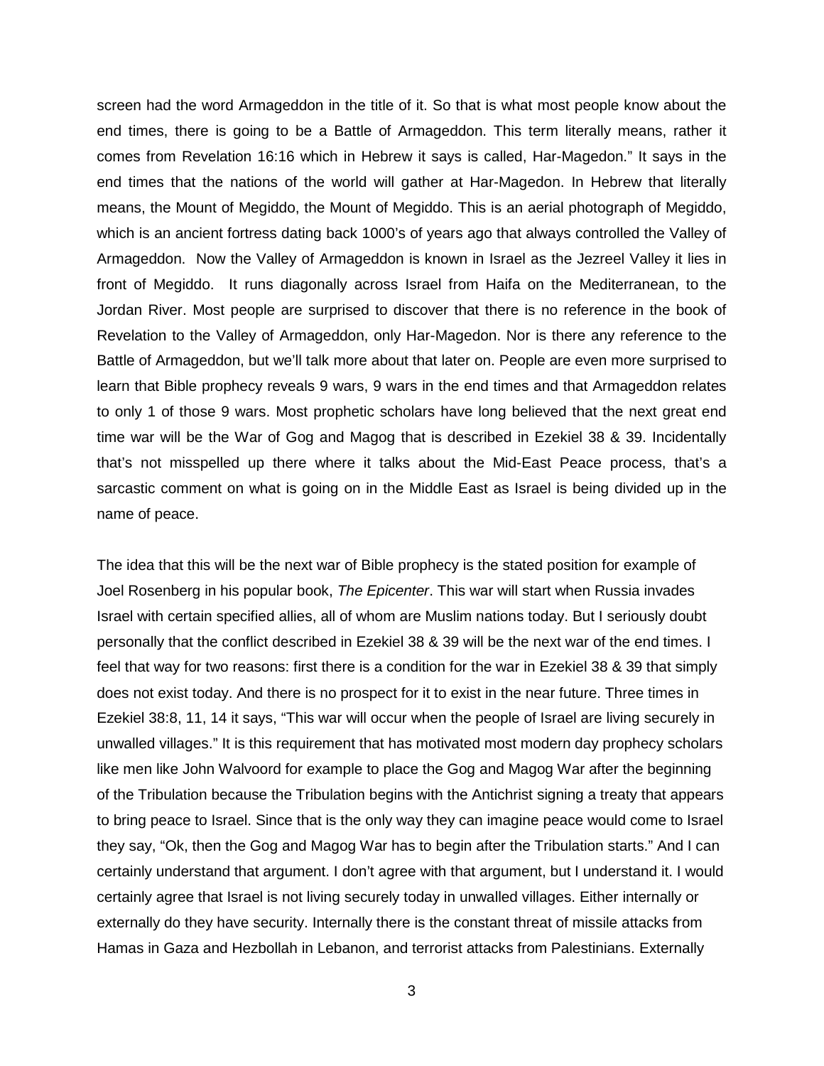screen had the word Armageddon in the title of it. So that is what most people know about the end times, there is going to be a Battle of Armageddon. This term literally means, rather it comes from Revelation 16:16 which in Hebrew it says is called, Har-Magedon." It says in the end times that the nations of the world will gather at Har-Magedon. In Hebrew that literally means, the Mount of Megiddo, the Mount of Megiddo. This is an aerial photograph of Megiddo, which is an ancient fortress dating back 1000's of years ago that always controlled the Valley of Armageddon. Now the Valley of Armageddon is known in Israel as the Jezreel Valley it lies in front of Megiddo. It runs diagonally across Israel from Haifa on the Mediterranean, to the Jordan River. Most people are surprised to discover that there is no reference in the book of Revelation to the Valley of Armageddon, only Har-Magedon. Nor is there any reference to the Battle of Armageddon, but we'll talk more about that later on. People are even more surprised to learn that Bible prophecy reveals 9 wars, 9 wars in the end times and that Armageddon relates to only 1 of those 9 wars. Most prophetic scholars have long believed that the next great end time war will be the War of Gog and Magog that is described in Ezekiel 38 & 39. Incidentally that's not misspelled up there where it talks about the Mid-East Peace process, that's a sarcastic comment on what is going on in the Middle East as Israel is being divided up in the name of peace.

The idea that this will be the next war of Bible prophecy is the stated position for example of Joel Rosenberg in his popular book, *The Epicenter*. This war will start when Russia invades Israel with certain specified allies, all of whom are Muslim nations today. But I seriously doubt personally that the conflict described in Ezekiel 38 & 39 will be the next war of the end times. I feel that way for two reasons: first there is a condition for the war in Ezekiel 38 & 39 that simply does not exist today. And there is no prospect for it to exist in the near future. Three times in Ezekiel 38:8, 11, 14 it says, "This war will occur when the people of Israel are living securely in unwalled villages." It is this requirement that has motivated most modern day prophecy scholars like men like John Walvoord for example to place the Gog and Magog War after the beginning of the Tribulation because the Tribulation begins with the Antichrist signing a treaty that appears to bring peace to Israel. Since that is the only way they can imagine peace would come to Israel they say, "Ok, then the Gog and Magog War has to begin after the Tribulation starts." And I can certainly understand that argument. I don't agree with that argument, but I understand it. I would certainly agree that Israel is not living securely today in unwalled villages. Either internally or externally do they have security. Internally there is the constant threat of missile attacks from Hamas in Gaza and Hezbollah in Lebanon, and terrorist attacks from Palestinians. Externally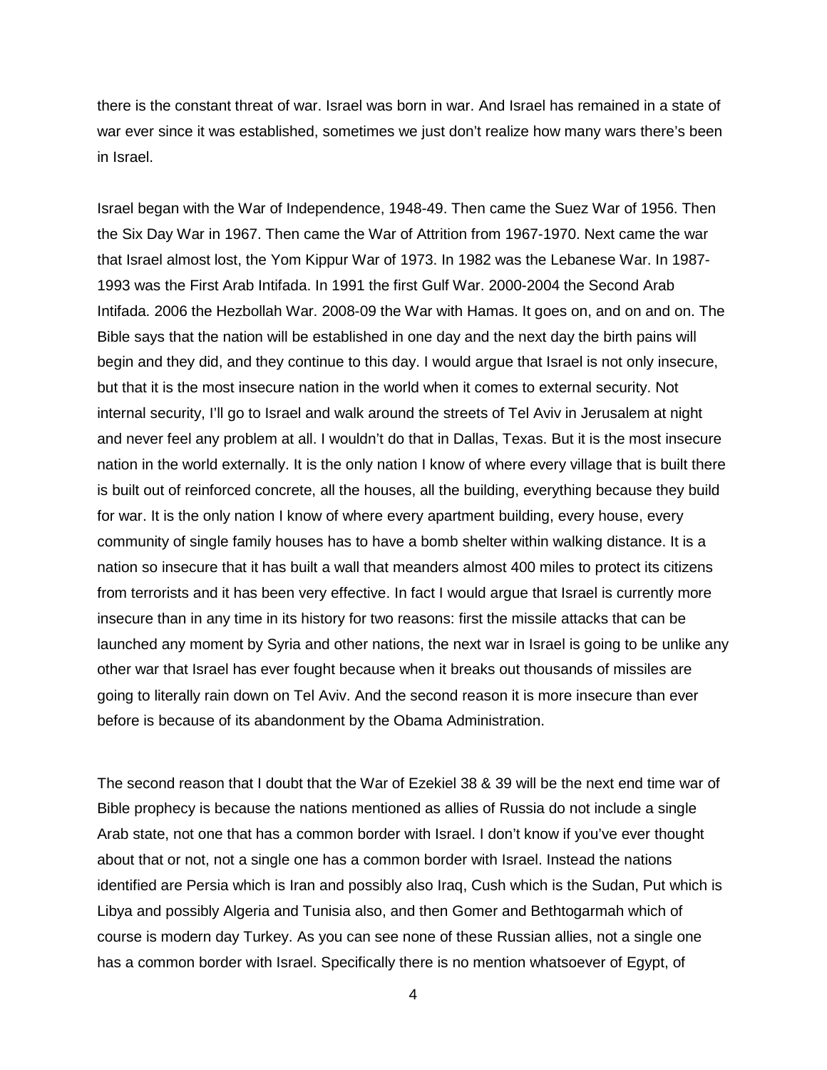there is the constant threat of war. Israel was born in war. And Israel has remained in a state of war ever since it was established, sometimes we just don't realize how many wars there's been in Israel.

Israel began with the War of Independence, 1948-49. Then came the Suez War of 1956. Then the Six Day War in 1967. Then came the War of Attrition from 1967-1970. Next came the war that Israel almost lost, the Yom Kippur War of 1973. In 1982 was the Lebanese War. In 1987-1993 was the First Arab Intifada. In 1991 the first Gulf War. 2000-2004 the Second Arab Intifada. 2006 the Hezbollah War. 2008-09 the War with Hamas. It goes on, and on and on. The Bible says that the nation will be established in one day and the next day the birth pains will begin and they did, and they continue to this day. I would argue that Israel is not only insecure, but that it is the most insecure nation in the world when it comes to external security. Not internal security, I'll go to Israel and walk around the streets of Tel Aviv in Jerusalem at night and never feel any problem at all. I wouldn't do that in Dallas, Texas. But it is the most insecure nation in the world externally. It is the only nation I know of where every village that is built there is built out of reinforced concrete, all the houses, all the building, everything because they build for war. It is the only nation I know of where every apartment building, every house, every community of single family houses has to have a bomb shelter within walking distance. It is a nation so insecure that it has built a wall that meanders almost 400 miles to protect its citizens from terrorists and it has been very effective. In fact I would argue that Israel is currently more insecure than in any time in its history for two reasons: first the missile attacks that can be launched any moment by Syria and other nations, the next war in Israel is going to be unlike any other war that Israel has ever fought because when it breaks out thousands of missiles are going to literally rain down on Tel Aviv. And the second reason it is more insecure than ever before is because of its abandonment by the Obama Administration.

The second reason that I doubt that the War of Ezekiel 38 & 39 will be the next end time war of Bible prophecy is because the nations mentioned as allies of Russia do not include a single Arab state, not one that has a common border with Israel. I don't know if you've ever thought about that or not, not a single one has a common border with Israel. Instead the nations identified are Persia which is Iran and possibly also Iraq, Cush which is the Sudan, Put which is Libya and possibly Algeria and Tunisia also, and then Gomer and Bethtogarmah which of course is modern day Turkey. As you can see none of these Russian allies, not a single one has a common border with Israel. Specifically there is no mention whatsoever of Egypt, of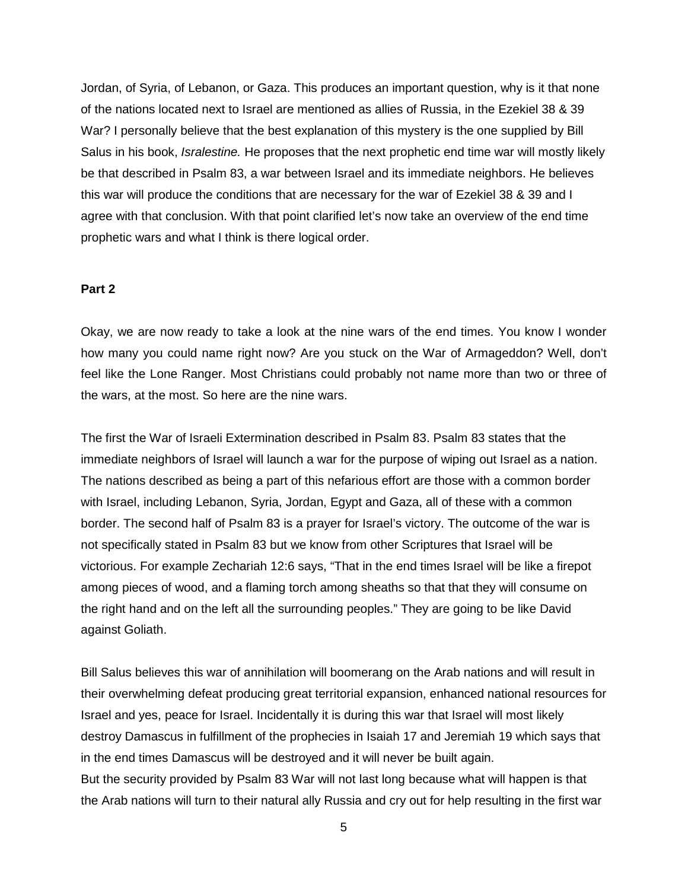Jordan, of Syria, of Lebanon, or Gaza. This produces an important question, why is it that none of the nations located next to Israel are mentioned as allies of Russia, in the Ezekiel 38 & 39 War? I personally believe that the best explanation of this mystery is the one supplied by Bill Salus in his book, *Isralestine.* He proposes that the next prophetic end time war will mostly likely be that described in Psalm 83, a war between Israel and its immediate neighbors. He believes this war will produce the conditions that are necessary for the war of Ezekiel 38 & 39 and I agree with that conclusion. With that point clarified let's now take an overview of the end time prophetic wars and what I think is there logical order.

**Part 2**

Okay, we are now ready to take a look at the nine wars of the end times. You know I wonder how many you could name right now? Are you stuck on the War of Armageddon? Well, don't feel like the Lone Ranger. Most Christians could probably not name more than two or three of the wars, at the most. So here are the nine wars.

The first the War of Israeli Extermination described in Psalm 83. Psalm 83 states that the immediate neighbors of Israel will launch a war for the purpose of wiping out Israel as a nation. The nations described as being a part of this nefarious effort are those with a common border with Israel, including Lebanon, Syria, Jordan, Egypt and Gaza, all of these with a common border. The second half of Psalm 83 is a prayer for Israel's victory. The outcome of the war is not specifically stated in Psalm 83 but we know from other Scriptures that Israel will be victorious. For example Zechariah 12:6 says, "That in the end times Israel will be like a firepot among pieces of wood, and a flaming torch among sheaths so that that they will consume on the right hand and on the left all the surrounding peoples." They are going to be like David against Goliath.

Bill Salus believes this war of annihilation will boomerang on the Arab nations and will result in their overwhelming defeat producing great territorial expansion, enhanced national resources for Israel and yes, peace for Israel. Incidentally it is during this war that Israel will most likely destroy Damascus in fulfillment of the prophecies in Isaiah 17 and Jeremiah 19 which says that in the end times Damascus will be destroyed and it will never be built again.
But the security provided by Psalm 83 War will not last long because what will happen is that the Arab nations will turn to their natural ally Russia and cry out for help resulting in the first war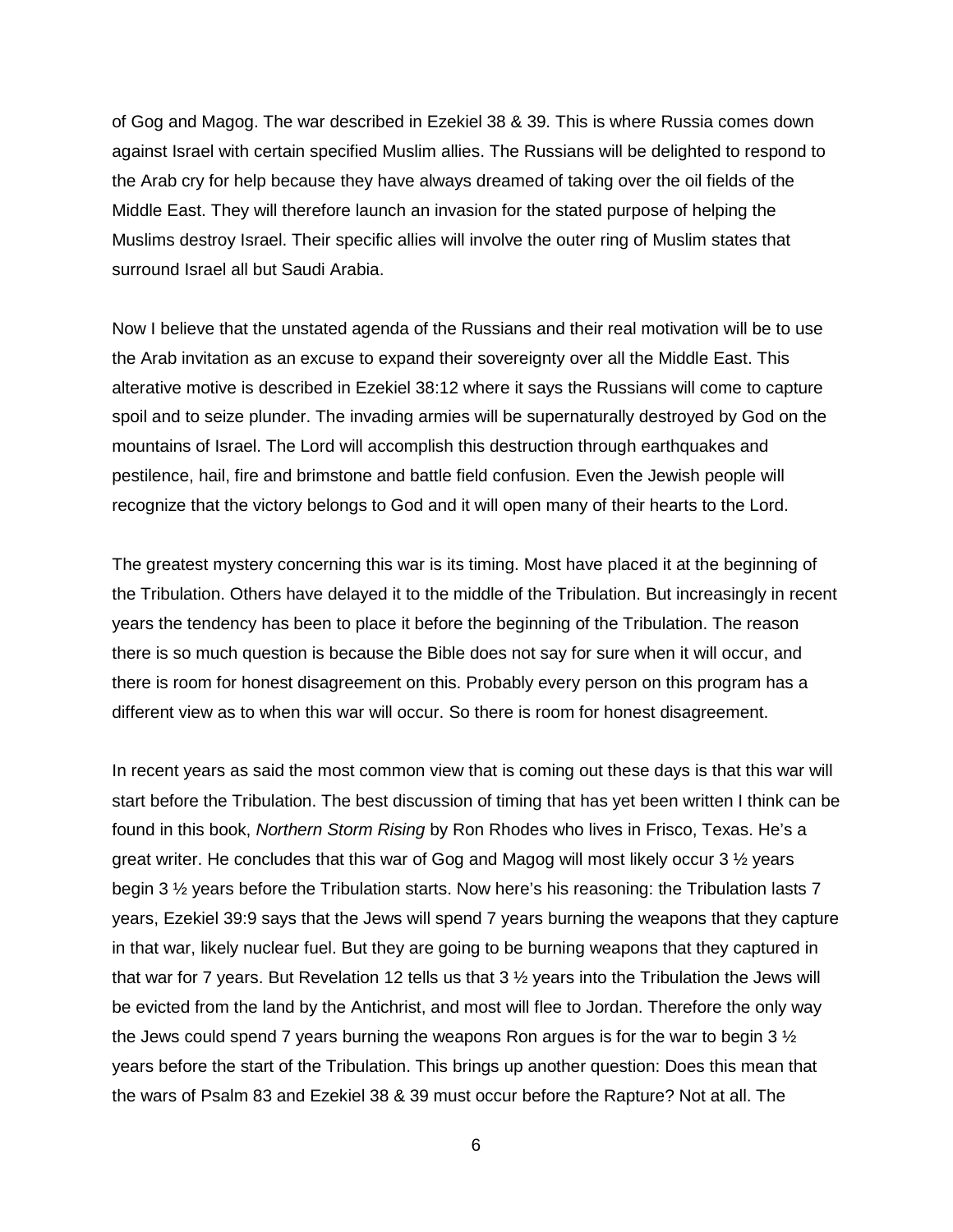of Gog and Magog. The war described in Ezekiel 38 & 39. This is where Russia comes down against Israel with certain specified Muslim allies. The Russians will be delighted to respond to the Arab cry for help because they have always dreamed of taking over the oil fields of the Middle East. They will therefore launch an invasion for the stated purpose of helping the Muslims destroy Israel. Their specific allies will involve the outer ring of Muslim states that surround Israel all but Saudi Arabia.

Now I believe that the unstated agenda of the Russians and their real motivation will be to use the Arab invitation as an excuse to expand their sovereignty over all the Middle East. This alterative motive is described in Ezekiel 38:12 where it says the Russians will come to capture spoil and to seize plunder. The invading armies will be supernaturally destroyed by God on the mountains of Israel. The Lord will accomplish this destruction through earthquakes and pestilence, hail, fire and brimstone and battle field confusion. Even the Jewish people will recognize that the victory belongs to God and it will open many of their hearts to the Lord.

The greatest mystery concerning this war is its timing. Most have placed it at the beginning of the Tribulation. Others have delayed it to the middle of the Tribulation. But increasingly in recent years the tendency has been to place it before the beginning of the Tribulation. The reason there is so much question is because the Bible does not say for sure when it will occur, and there is room for honest disagreement on this. Probably every person on this program has a different view as to when this war will occur. So there is room for honest disagreement.

In recent years as said the most common view that is coming out these days is that this war will start before the Tribulation. The best discussion of timing that has yet been written I think can be found in this book, *Northern Storm Rising* by Ron Rhodes who lives in Frisco, Texas. He's a great writer. He concludes that this war of Gog and Magog will most likely occur 3 ½ years begin 3 ½ years before the Tribulation starts. Now here's his reasoning: the Tribulation lasts 7 years, Ezekiel 39:9 says that the Jews will spend 7 years burning the weapons that they capture in that war, likely nuclear fuel. But they are going to be burning weapons that they captured in that war for 7 years. But Revelation 12 tells us that 3 ½ years into the Tribulation the Jews will be evicted from the land by the Antichrist, and most will flee to Jordan. Therefore the only way the Jews could spend 7 years burning the weapons Ron argues is for the war to begin 3 ½ years before the start of the Tribulation. This brings up another question: Does this mean that the wars of Psalm 83 and Ezekiel 38 & 39 must occur before the Rapture? Not at all. The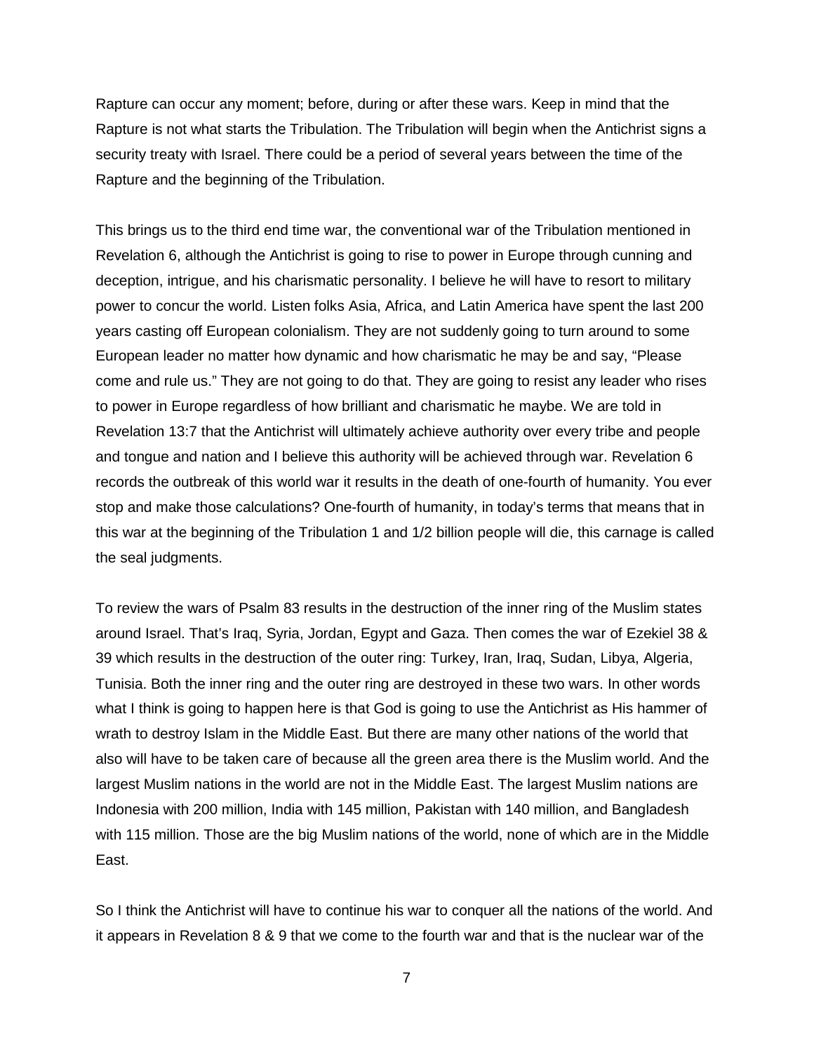Rapture can occur any moment; before, during or after these wars. Keep in mind that the Rapture is not what starts the Tribulation. The Tribulation will begin when the Antichrist signs a security treaty with Israel. There could be a period of several years between the time of the Rapture and the beginning of the Tribulation.

This brings us to the third end time war, the conventional war of the Tribulation mentioned in Revelation 6, although the Antichrist is going to rise to power in Europe through cunning and deception, intrigue, and his charismatic personality. I believe he will have to resort to military power to concur the world. Listen folks Asia, Africa, and Latin America have spent the last 200 years casting off European colonialism. They are not suddenly going to turn around to some European leader no matter how dynamic and how charismatic he may be and say, "Please come and rule us." They are not going to do that. They are going to resist any leader who rises to power in Europe regardless of how brilliant and charismatic he maybe. We are told in Revelation 13:7 that the Antichrist will ultimately achieve authority over every tribe and people and tongue and nation and I believe this authority will be achieved through war. Revelation 6 records the outbreak of this world war it results in the death of one-fourth of humanity. You ever stop and make those calculations? One-fourth of humanity, in today's terms that means that in this war at the beginning of the Tribulation 1 and 1/2 billion people will die, this carnage is called the seal judgments.

To review the wars of Psalm 83 results in the destruction of the inner ring of the Muslim states around Israel. That's Iraq, Syria, Jordan, Egypt and Gaza. Then comes the war of Ezekiel 38 & 39 which results in the destruction of the outer ring: Turkey, Iran, Iraq, Sudan, Libya, Algeria, Tunisia. Both the inner ring and the outer ring are destroyed in these two wars. In other words what I think is going to happen here is that God is going to use the Antichrist as His hammer of wrath to destroy Islam in the Middle East. But there are many other nations of the world that also will have to be taken care of because all the green area there is the Muslim world. And the largest Muslim nations in the world are not in the Middle East. The largest Muslim nations are Indonesia with 200 million, India with 145 million, Pakistan with 140 million, and Bangladesh with 115 million. Those are the big Muslim nations of the world, none of which are in the Middle East.

So I think the Antichrist will have to continue his war to conquer all the nations of the world. And it appears in Revelation 8 & 9 that we come to the fourth war and that is the nuclear war of the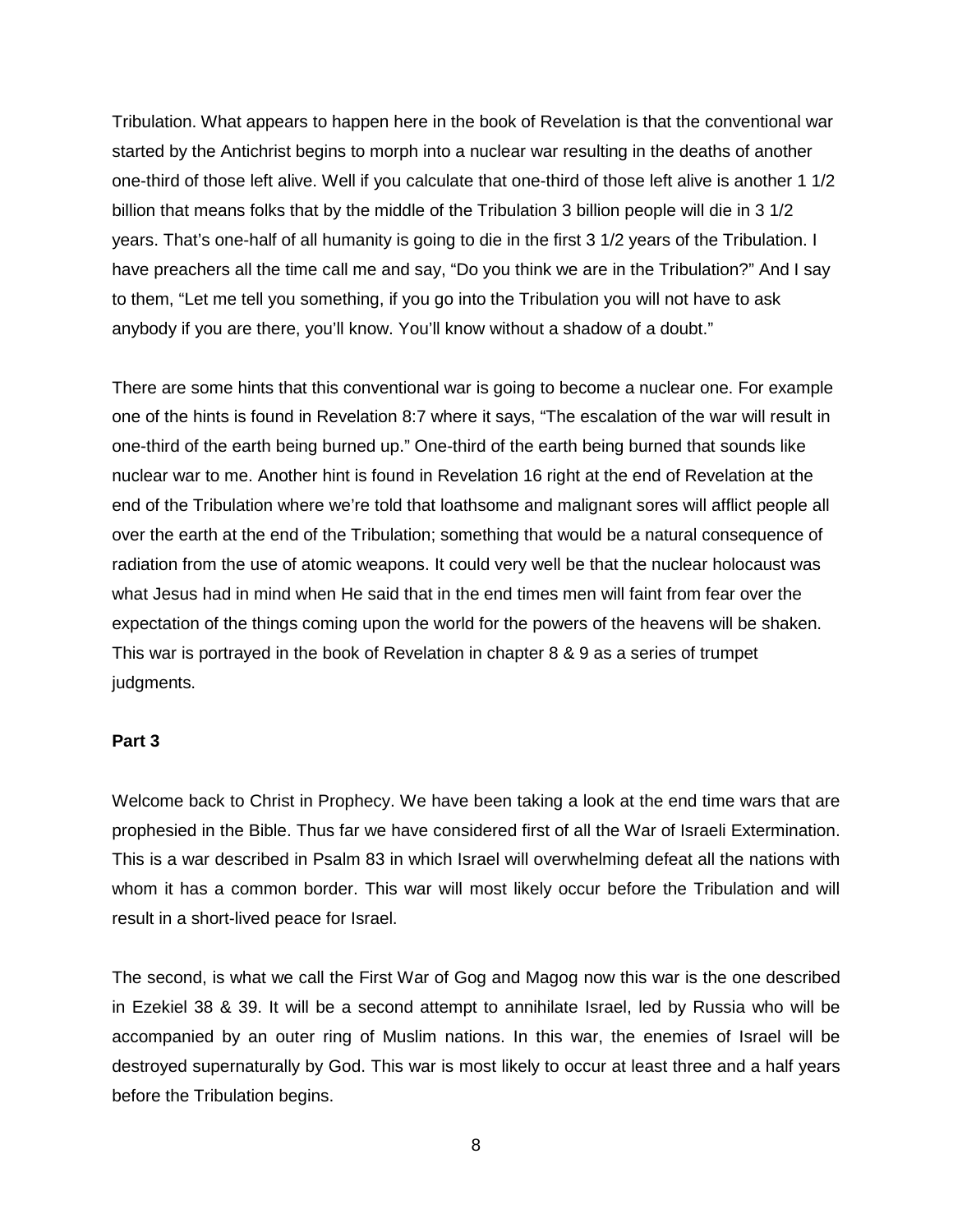Tribulation. What appears to happen here in the book of Revelation is that the conventional war started by the Antichrist begins to morph into a nuclear war resulting in the deaths of another one-third of those left alive. Well if you calculate that one-third of those left alive is another 1 1/2 billion that means folks that by the middle of the Tribulation 3 billion people will die in 3 1/2 years. That's one-half of all humanity is going to die in the first 3 1/2 years of the Tribulation. I have preachers all the time call me and say, "Do you think we are in the Tribulation?" And I say to them, "Let me tell you something, if you go into the Tribulation you will not have to ask anybody if you are there, you'll know. You'll know without a shadow of a doubt."

There are some hints that this conventional war is going to become a nuclear one. For example one of the hints is found in Revelation 8:7 where it says, "The escalation of the war will result in one-third of the earth being burned up." One-third of the earth being burned that sounds like nuclear war to me. Another hint is found in Revelation 16 right at the end of Revelation at the end of the Tribulation where we're told that loathsome and malignant sores will afflict people all over the earth at the end of the Tribulation; something that would be a natural consequence of radiation from the use of atomic weapons. It could very well be that the nuclear holocaust was what Jesus had in mind when He said that in the end times men will faint from fear over the expectation of the things coming upon the world for the powers of the heavens will be shaken. This war is portrayed in the book of Revelation in chapter 8 & 9 as a series of trumpet judgments.

**Part 3**

Welcome back to Christ in Prophecy. We have been taking a look at the end time wars that are prophesied in the Bible. Thus far we have considered first of all the War of Israeli Extermination. This is a war described in Psalm 83 in which Israel will overwhelming defeat all the nations with whom it has a common border. This war will most likely occur before the Tribulation and will result in a short-lived peace for Israel.

The second, is what we call the First War of Gog and Magog now this war is the one described in Ezekiel 38 & 39. It will be a second attempt to annihilate Israel, led by Russia who will be accompanied by an outer ring of Muslim nations. In this war, the enemies of Israel will be destroyed supernaturally by God. This war is most likely to occur at least three and a half years before the Tribulation begins.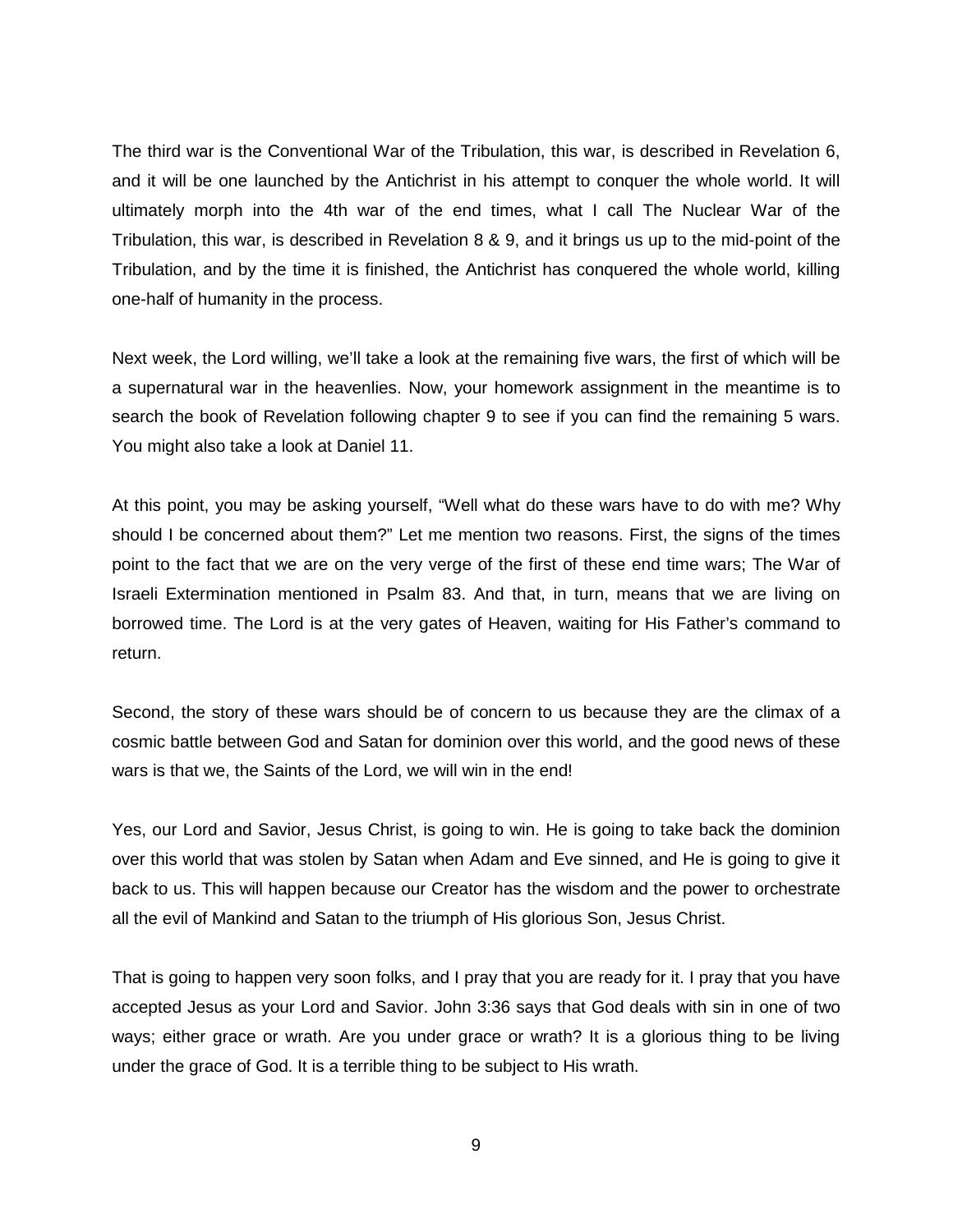The third war is the Conventional War of the Tribulation, this war, is described in Revelation 6, and it will be one launched by the Antichrist in his attempt to conquer the whole world. It will ultimately morph into the 4th war of the end times, what I call The Nuclear War of the Tribulation, this war, is described in Revelation 8 & 9, and it brings us up to the mid-point of the Tribulation, and by the time it is finished, the Antichrist has conquered the whole world, killing one-half of humanity in the process.

Next week, the Lord willing, we'll take a look at the remaining five wars, the first of which will be a supernatural war in the heavenlies. Now, your homework assignment in the meantime is to search the book of Revelation following chapter 9 to see if you can find the remaining 5 wars. You might also take a look at Daniel 11.

At this point, you may be asking yourself, "Well what do these wars have to do with me? Why should I be concerned about them?" Let me mention two reasons. First, the signs of the times point to the fact that we are on the very verge of the first of these end time wars; The War of Israeli Extermination mentioned in Psalm 83. And that, in turn, means that we are living on borrowed time. The Lord is at the very gates of Heaven, waiting for His Father's command to return.

Second, the story of these wars should be of concern to us because they are the climax of a cosmic battle between God and Satan for dominion over this world, and the good news of these wars is that we, the Saints of the Lord, we will win in the end!

Yes, our Lord and Savior, Jesus Christ, is going to win. He is going to take back the dominion over this world that was stolen by Satan when Adam and Eve sinned, and He is going to give it back to us. This will happen because our Creator has the wisdom and the power to orchestrate all the evil of Mankind and Satan to the triumph of His glorious Son, Jesus Christ.

That is going to happen very soon folks, and I pray that you are ready for it. I pray that you have accepted Jesus as your Lord and Savior. John 3:36 says that God deals with sin in one of two ways; either grace or wrath. Are you under grace or wrath? It is a glorious thing to be living under the grace of God. It is a terrible thing to be subject to His wrath.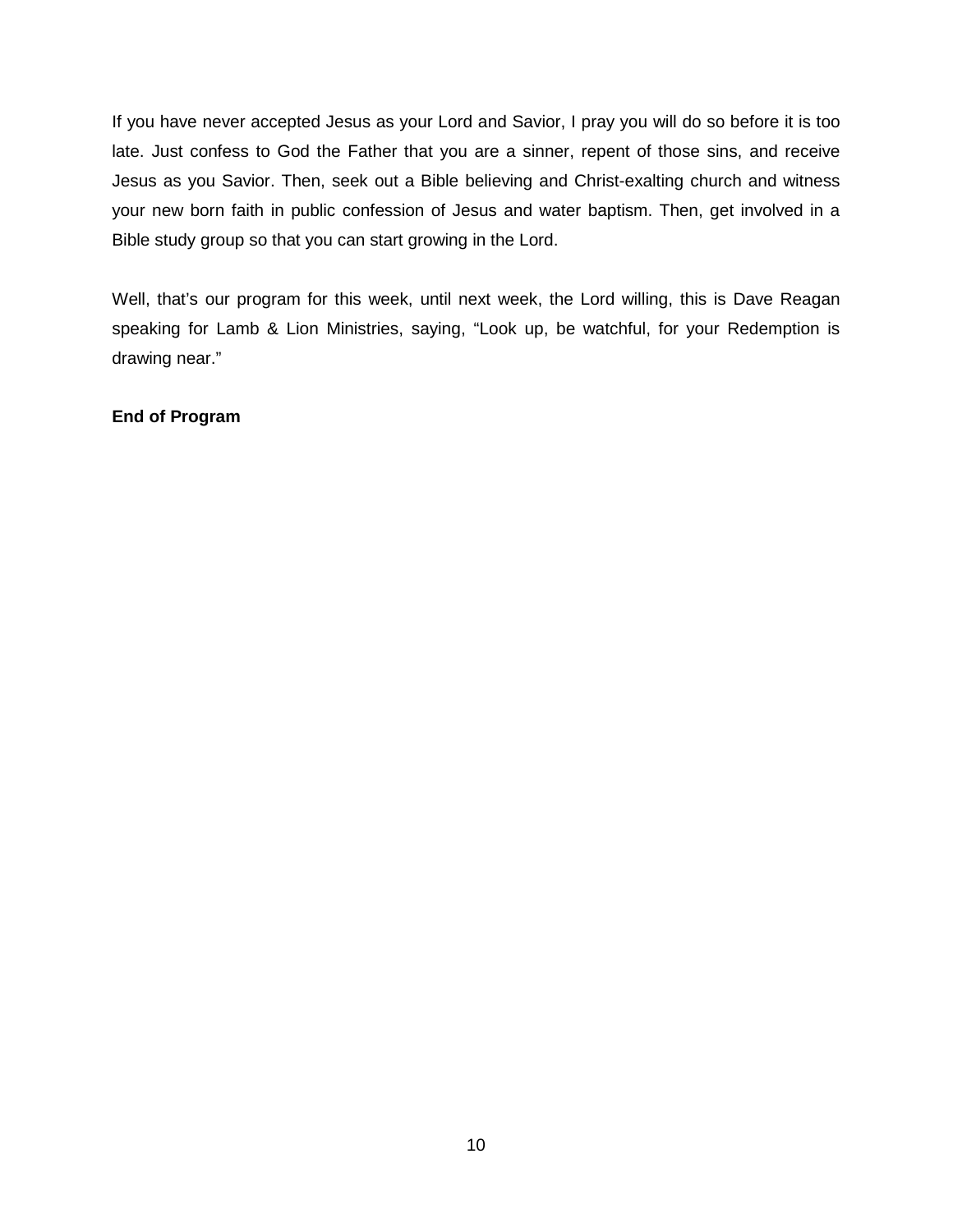If you have never accepted Jesus as your Lord and Savior, I pray you will do so before it is too late. Just confess to God the Father that you are a sinner, repent of those sins, and receive Jesus as you Savior. Then, seek out a Bible believing and Christ-exalting church and witness your new born faith in public confession of Jesus and water baptism. Then, get involved in a Bible study group so that you can start growing in the Lord.

Well, that's our program for this week, until next week, the Lord willing, this is Dave Reagan speaking for Lamb & Lion Ministries, saying, "Look up, be watchful, for your Redemption is drawing near."

**End of Program**